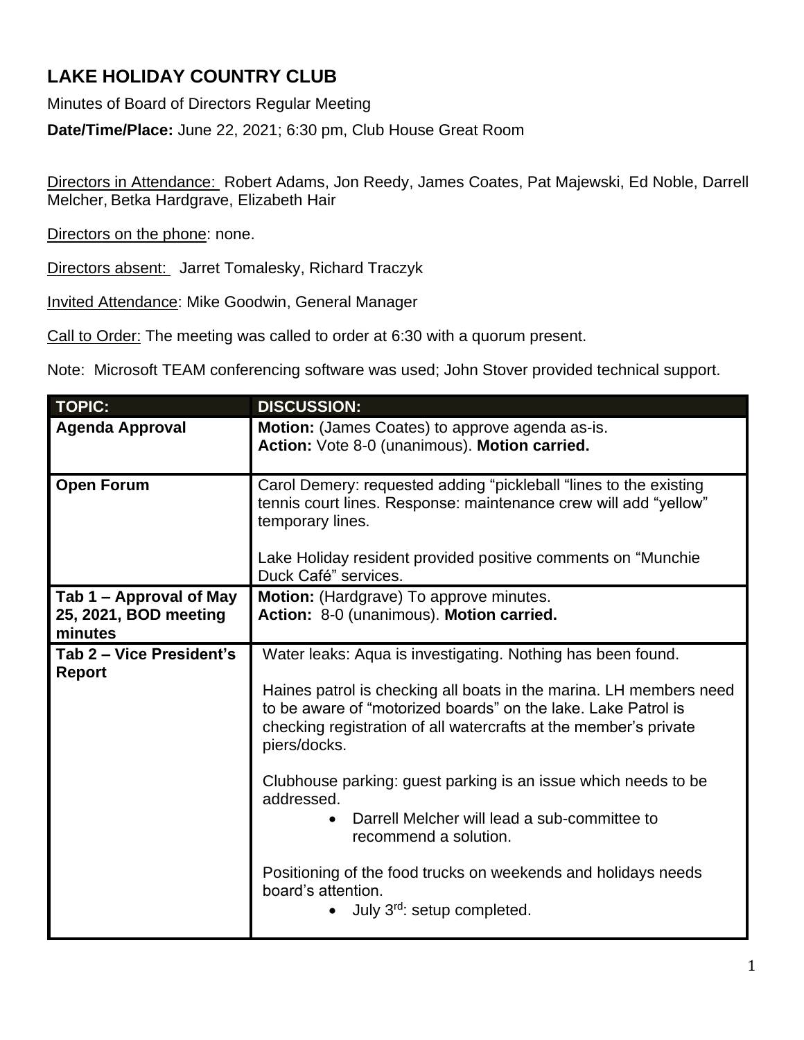# LAKE HOLIDAY COUNTRY CLUB

Minutes of Board of Directors Regular Meeting

**Date/Time/Place:** June 22, 2021; 6:30 pm, Club House Great Room

Directors in Attendance: Robert Adams, Jon Reedy, James Coates, Pat Majewski, Ed Noble, Darrell Melcher, Betka Hardgrave, Elizabeth Hair

Directors on the phone: none.

Directors absent: Jarret Tomalesky, Richard Traczyk

Invited Attendance: Mike Goodwin, General Manager

Call to Order: The meeting was called to order at 6:30 with a quorum present.

Note: Microsoft TEAM conferencing software was used; John Stover provided technical support.

| TOPIC: | DISCUSSION: |
|---|---|
| **Agenda Approval** | **Motion:** (James Coates) to approve agenda as-is.<br>**Action:** Vote 8-0 (unanimous). **Motion carried.** |
| **Open Forum** | Carol Demery: requested adding "pickleball "lines to the existing tennis court lines. Response: maintenance crew will add "yellow" temporary lines.<br><br>Lake Holiday resident provided positive comments on "Munchie Duck Café" services. |
| **Tab 1 – Approval of May 25, 2021, BOD meeting minutes** | **Motion:** (Hardgrave) To approve minutes.<br>**Action:** 8-0 (unanimous). **Motion carried.** |
| **Tab 2 – Vice President's Report** | Water leaks: Aqua is investigating. Nothing has been found.<br><br>Haines patrol is checking all boats in the marina. LH members need to be aware of "motorized boards" on the lake. Lake Patrol is checking registration of all watercrafts at the member's private piers/docks.<br><br>Clubhouse parking: guest parking is an issue which needs to be addressed.<br>• Darrell Melcher will lead a sub-committee to recommend a solution.<br><br>Positioning of the food trucks on weekends and holidays needs board's attention.<br>• July 3rd: setup completed. |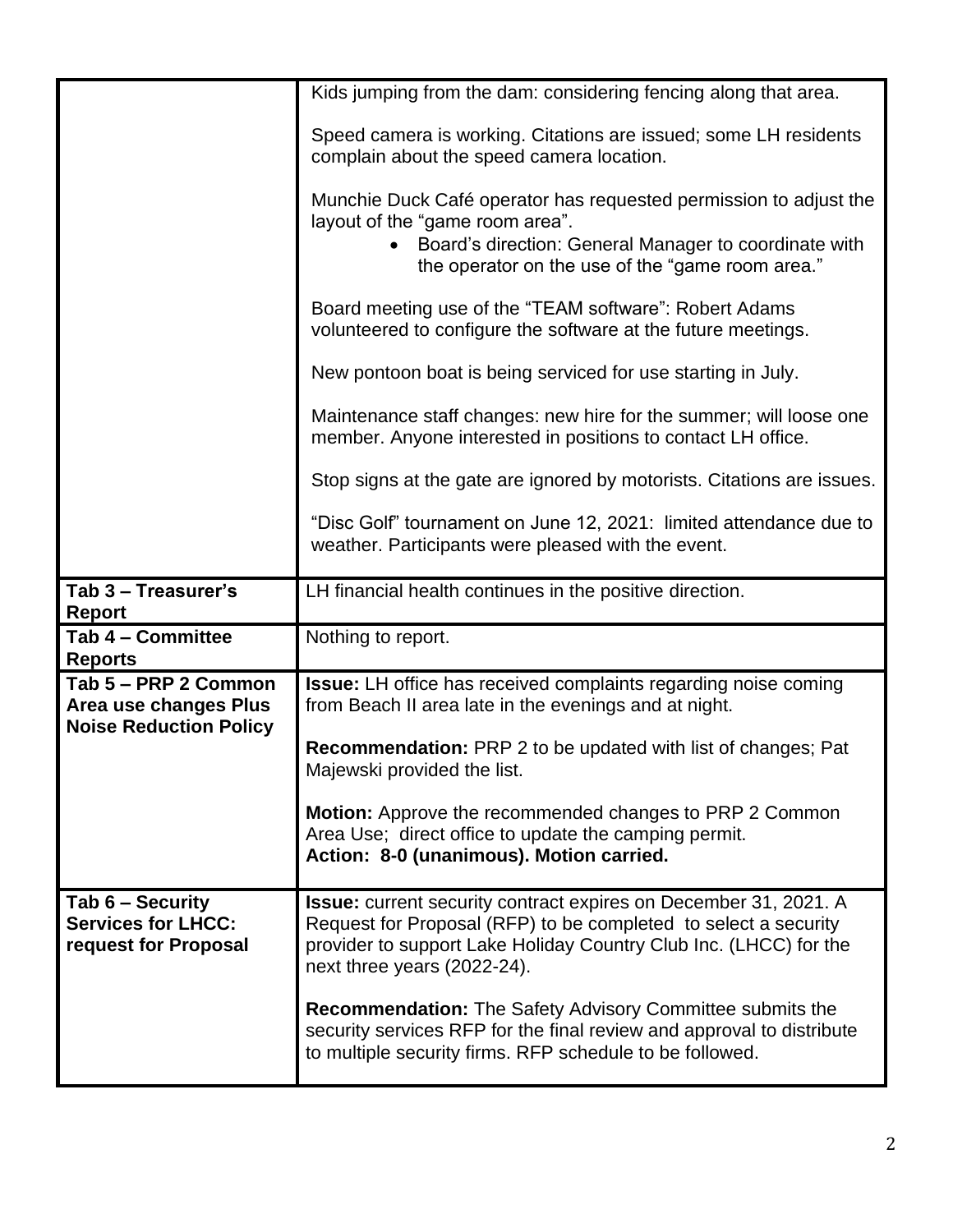| | |
|---|---|
| | Kids jumping from the dam: considering fencing along that area.<br><br>Speed camera is working. Citations are issued; some LH residents complain about the speed camera location.<br><br>Munchie Duck Café operator has requested permission to adjust the layout of the "game room area".<br>• Board's direction: General Manager to coordinate with the operator on the use of the "game room area."<br><br>Board meeting use of the "TEAM software": Robert Adams volunteered to configure the software at the future meetings.<br><br>New pontoon boat is being serviced for use starting in July.<br><br>Maintenance staff changes: new hire for the summer; will loose one member. Anyone interested in positions to contact LH office.<br><br>Stop signs at the gate are ignored by motorists. Citations are issues.<br><br>"Disc Golf" tournament on June 12, 2021: limited attendance due to weather. Participants were pleased with the event. |
| **Tab 3 – Treasurer's Report** | LH financial health continues in the positive direction. |
| **Tab 4 – Committee Reports** | Nothing to report. |
| **Tab 5 – PRP 2 Common Area use changes Plus Noise Reduction Policy** | **Issue:** LH office has received complaints regarding noise coming from Beach II area late in the evenings and at night.<br><br>**Recommendation:** PRP 2 to be updated with list of changes; Pat Majewski provided the list.<br><br>**Motion:** Approve the recommended changes to PRP 2 Common Area Use; direct office to update the camping permit.<br>**Action: 8-0 (unanimous). Motion carried.** |
| **Tab 6 – Security Services for LHCC: request for Proposal** | **Issue:** current security contract expires on December 31, 2021. A Request for Proposal (RFP) to be completed to select a security provider to support Lake Holiday Country Club Inc. (LHCC) for the next three years (2022-24).<br><br>**Recommendation:** The Safety Advisory Committee submits the security services RFP for the final review and approval to distribute to multiple security firms. RFP schedule to be followed. |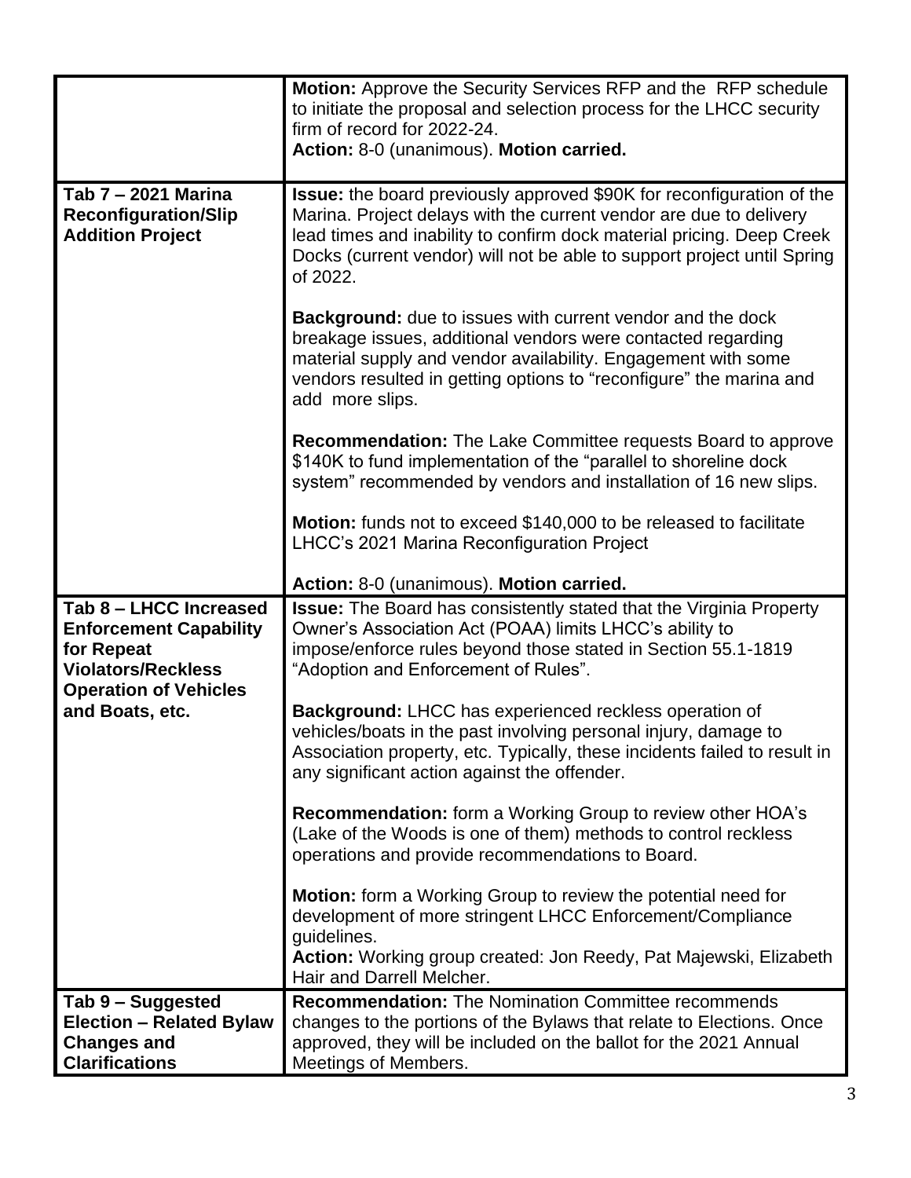| | |
|---|---|
| | **Motion:** Approve the Security Services RFP and the RFP schedule to initiate the proposal and selection process for the LHCC security firm of record for 2022-24.<br>**Action:** 8-0 (unanimous). **Motion carried.** |
| **Tab 7 – 2021 Marina Reconfiguration/Slip Addition Project** | **Issue:** the board previously approved \$90K for reconfiguration of the Marina. Project delays with the current vendor are due to delivery lead times and inability to confirm dock material pricing. Deep Creek Docks (current vendor) will not be able to support project until Spring of 2022.<br><br>**Background:** due to issues with current vendor and the dock breakage issues, additional vendors were contacted regarding material supply and vendor availability. Engagement with some vendors resulted in getting options to "reconfigure" the marina and add more slips.<br><br>**Recommendation:** The Lake Committee requests Board to approve \$140K to fund implementation of the "parallel to shoreline dock system" recommended by vendors and installation of 16 new slips.<br><br>**Motion:** funds not to exceed \$140,000 to be released to facilitate LHCC's 2021 Marina Reconfiguration Project<br><br>**Action:** 8-0 (unanimous). **Motion carried.** |
| **Tab 8 – LHCC Increased Enforcement Capability for Repeat Violators/Reckless Operation of Vehicles and Boats, etc.** | **Issue:** The Board has consistently stated that the Virginia Property Owner's Association Act (POAA) limits LHCC's ability to impose/enforce rules beyond those stated in Section 55.1-1819 "Adoption and Enforcement of Rules".<br><br>**Background:** LHCC has experienced reckless operation of vehicles/boats in the past involving personal injury, damage to Association property, etc. Typically, these incidents failed to result in any significant action against the offender.<br><br>**Recommendation:** form a Working Group to review other HOA's (Lake of the Woods is one of them) methods to control reckless operations and provide recommendations to Board.<br><br>**Motion:** form a Working Group to review the potential need for development of more stringent LHCC Enforcement/Compliance guidelines.<br>**Action:** Working group created: Jon Reedy, Pat Majewski, Elizabeth Hair and Darrell Melcher. |
| **Tab 9 – Suggested Election – Related Bylaw Changes and Clarifications** | **Recommendation:** The Nomination Committee recommends changes to the portions of the Bylaws that relate to Elections. Once approved, they will be included on the ballot for the 2021 Annual Meetings of Members. |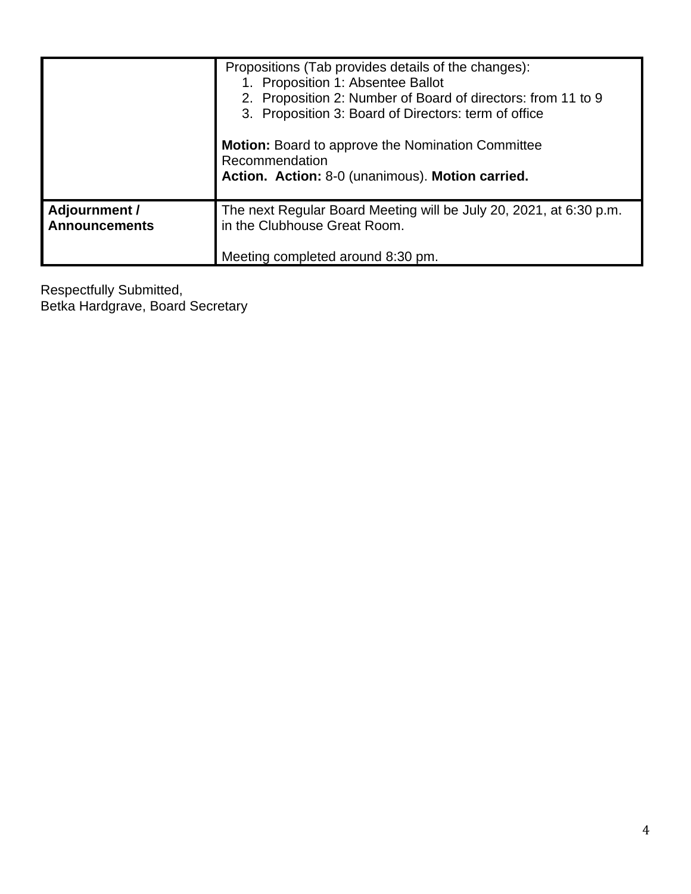| | |
|---|---|
| | Propositions (Tab provides details of the changes):<br>1. Proposition 1: Absentee Ballot<br>2. Proposition 2: Number of Board of directors: from 11 to 9<br>3. Proposition 3: Board of Directors: term of office<br><br>**Motion:** Board to approve the Nomination Committee Recommendation<br>**Action. Action:** 8-0 (unanimous). **Motion carried.** |
| **Adjournment / Announcements** | The next Regular Board Meeting will be July 20, 2021, at 6:30 p.m. in the Clubhouse Great Room.<br><br>Meeting completed around 8:30 pm. |

Respectfully Submitted,
Betka Hardgrave, Board Secretary